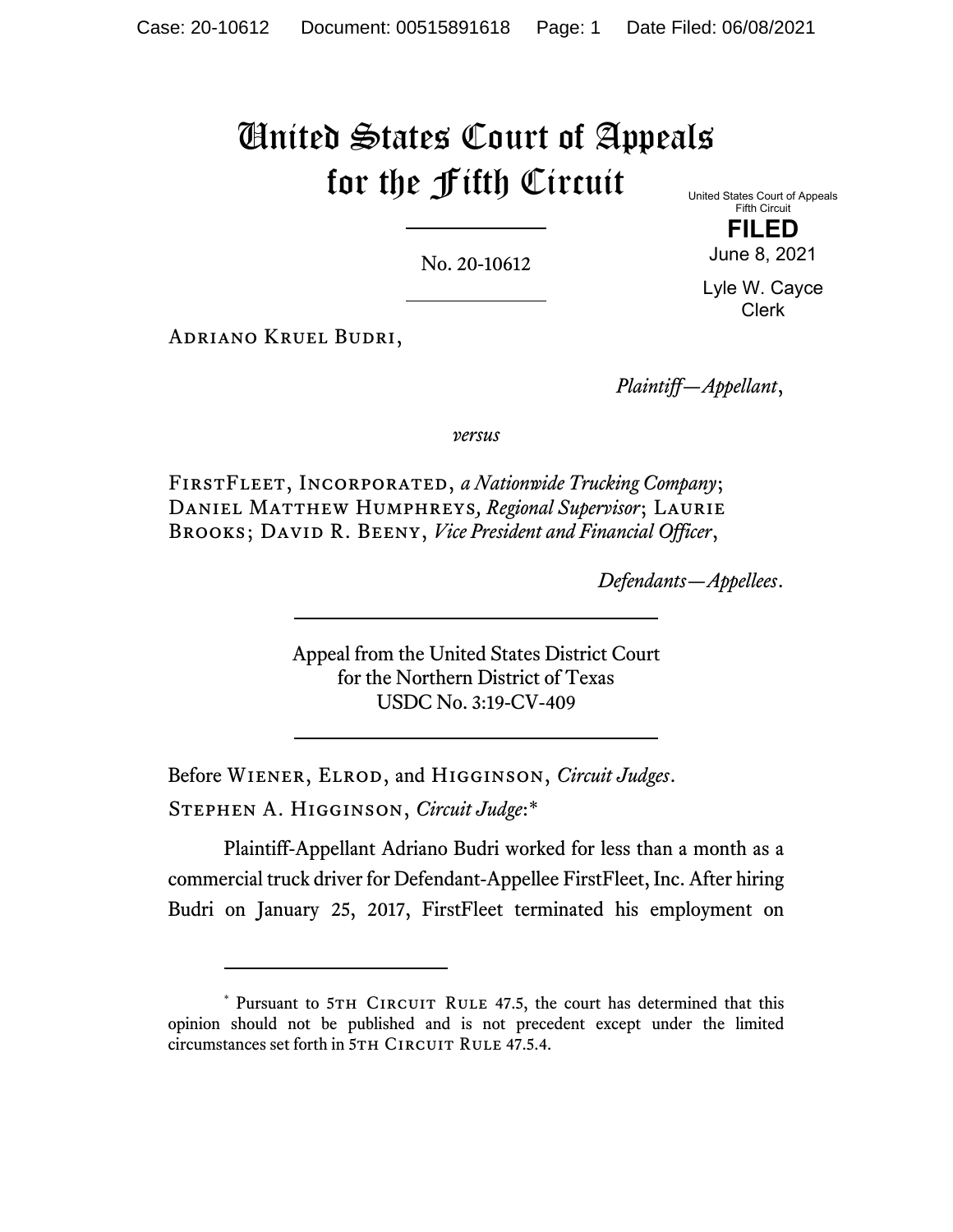# United States Court of Appeals for the Fifth Circuit

United States Court of Appeals
Fifth Circuit

**FILED**

June 8, 2021

Lyle W. Cayce
Clerk

No. 20-10612

Adriano Kruel Budri,

*Plaintiff—Appellant*,

*versus*

FirstFleet, Incorporated, *a Nationwide Trucking Company*; Daniel Matthew Humphreys, *Regional Supervisor*; Laurie Brooks; David R. Beeny, *Vice President and Financial Officer*,

*Defendants—Appellees*.

Appeal from the United States District Court
for the Northern District of Texas
USDC No. 3:19-CV-409

Before Wiener, Elrod, and Higginson, *Circuit Judges*.

Stephen A. Higginson, *Circuit Judge*:*

Plaintiff-Appellant Adriano Budri worked for less than a month as a commercial truck driver for Defendant-Appellee FirstFleet, Inc. After hiring Budri on January 25, 2017, FirstFleet terminated his employment on

---

* Pursuant to 5th Circuit Rule 47.5, the court has determined that this opinion should not be published and is not precedent except under the limited circumstances set forth in 5th Circuit Rule 47.5.4.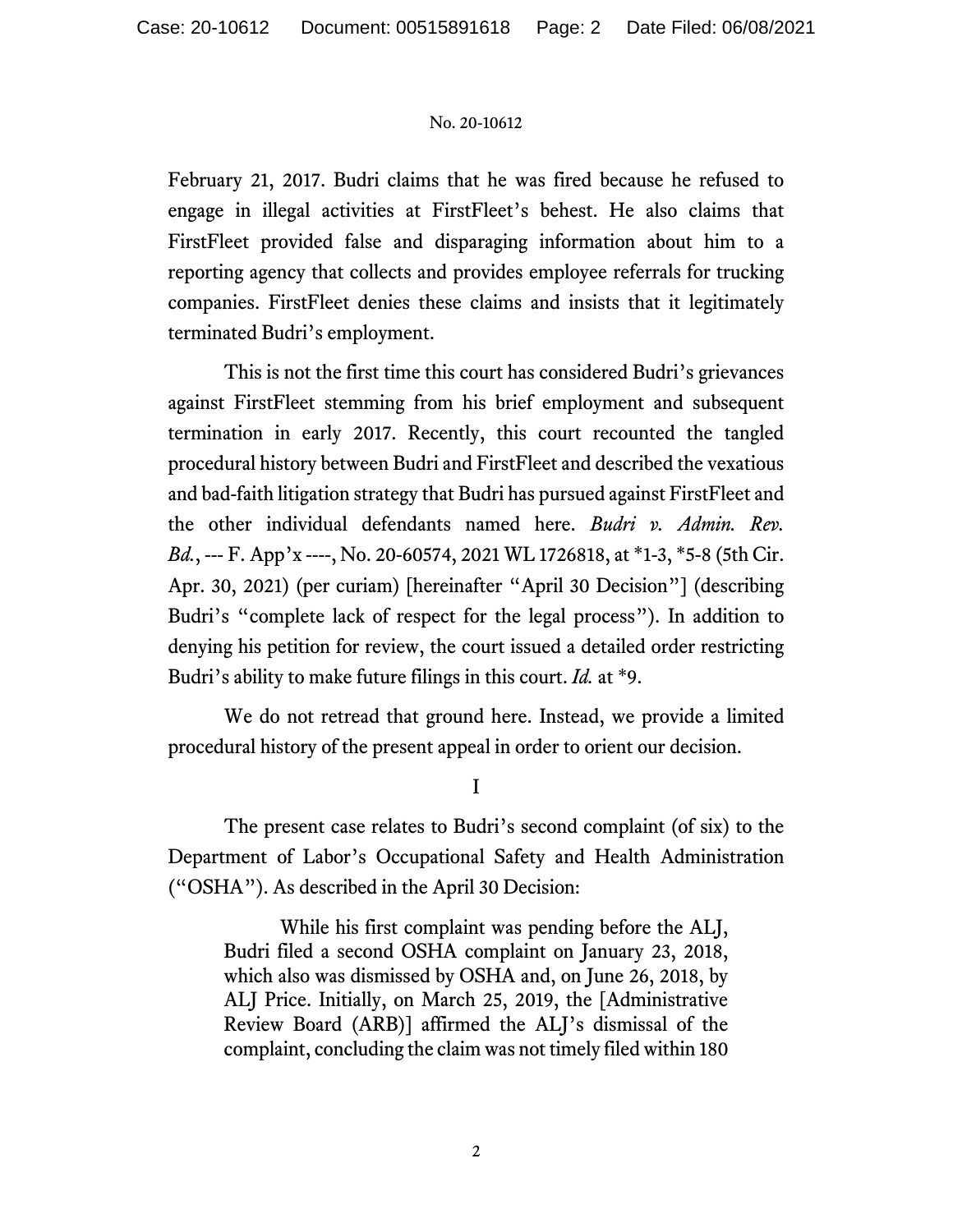February 21, 2017. Budri claims that he was fired because he refused to engage in illegal activities at FirstFleet's behest. He also claims that FirstFleet provided false and disparaging information about him to a reporting agency that collects and provides employee referrals for trucking companies. FirstFleet denies these claims and insists that it legitimately terminated Budri's employment.

This is not the first time this court has considered Budri's grievances against FirstFleet stemming from his brief employment and subsequent termination in early 2017. Recently, this court recounted the tangled procedural history between Budri and FirstFleet and described the vexatious and bad-faith litigation strategy that Budri has pursued against FirstFleet and the other individual defendants named here. *Budri v. Admin. Rev. Bd.*, --- F. App'x ----, No. 20-60574, 2021 WL 1726818, at *1-3, *5-8 (5th Cir. Apr. 30, 2021) (per curiam) [hereinafter "April 30 Decision"] (describing Budri's "complete lack of respect for the legal process"). In addition to denying his petition for review, the court issued a detailed order restricting Budri's ability to make future filings in this court. *Id.* at *9.

We do not retread that ground here. Instead, we provide a limited procedural history of the present appeal in order to orient our decision.

## I

The present case relates to Budri's second complaint (of six) to the Department of Labor's Occupational Safety and Health Administration ("OSHA"). As described in the April 30 Decision:

> While his first complaint was pending before the ALJ, Budri filed a second OSHA complaint on January 23, 2018, which also was dismissed by OSHA and, on June 26, 2018, by ALJ Price. Initially, on March 25, 2019, the [Administrative Review Board (ARB)] affirmed the ALJ's dismissal of the complaint, concluding the claim was not timely filed within 180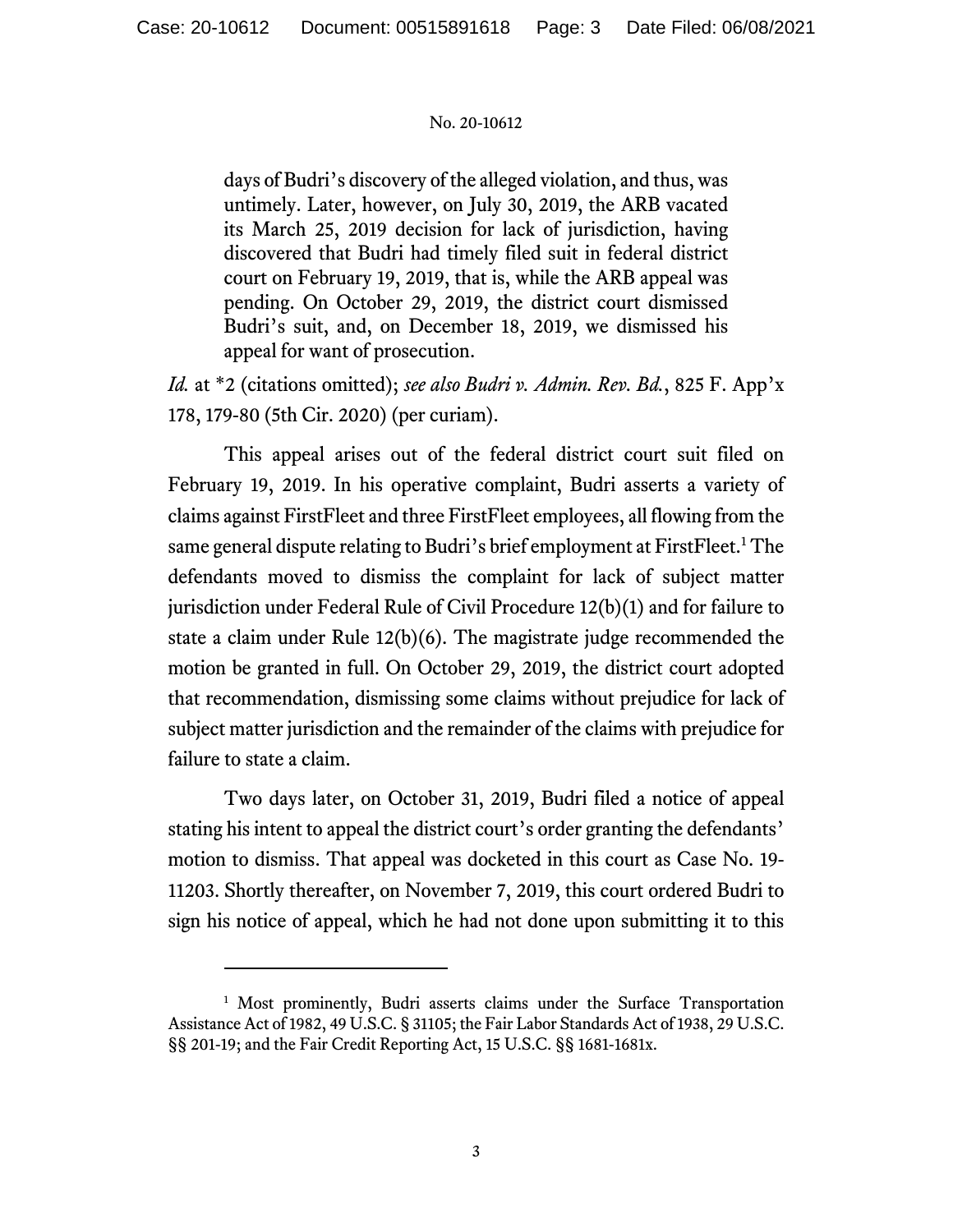> days of Budri's discovery of the alleged violation, and thus, was untimely. Later, however, on July 30, 2019, the ARB vacated its March 25, 2019 decision for lack of jurisdiction, having discovered that Budri had timely filed suit in federal district court on February 19, 2019, that is, while the ARB appeal was pending. On October 29, 2019, the district court dismissed Budri's suit, and, on December 18, 2019, we dismissed his appeal for want of prosecution.

*Id.* at *2 (citations omitted); *see also Budri v. Admin. Rev. Bd.*, 825 F. App'x 178, 179-80 (5th Cir. 2020) (per curiam).

This appeal arises out of the federal district court suit filed on February 19, 2019. In his operative complaint, Budri asserts a variety of claims against FirstFleet and three FirstFleet employees, all flowing from the same general dispute relating to Budri's brief employment at FirstFleet.[1] The defendants moved to dismiss the complaint for lack of subject matter jurisdiction under Federal Rule of Civil Procedure 12(b)(1) and for failure to state a claim under Rule 12(b)(6). The magistrate judge recommended the motion be granted in full. On October 29, 2019, the district court adopted that recommendation, dismissing some claims without prejudice for lack of subject matter jurisdiction and the remainder of the claims with prejudice for failure to state a claim.

Two days later, on October 31, 2019, Budri filed a notice of appeal stating his intent to appeal the district court's order granting the defendants' motion to dismiss. That appeal was docketed in this court as Case No. 19-11203. Shortly thereafter, on November 7, 2019, this court ordered Budri to sign his notice of appeal, which he had not done upon submitting it to this

---

[1] Most prominently, Budri asserts claims under the Surface Transportation Assistance Act of 1982, 49 U.S.C. § 31105; the Fair Labor Standards Act of 1938, 29 U.S.C. §§ 201-19; and the Fair Credit Reporting Act, 15 U.S.C. §§ 1681-1681x.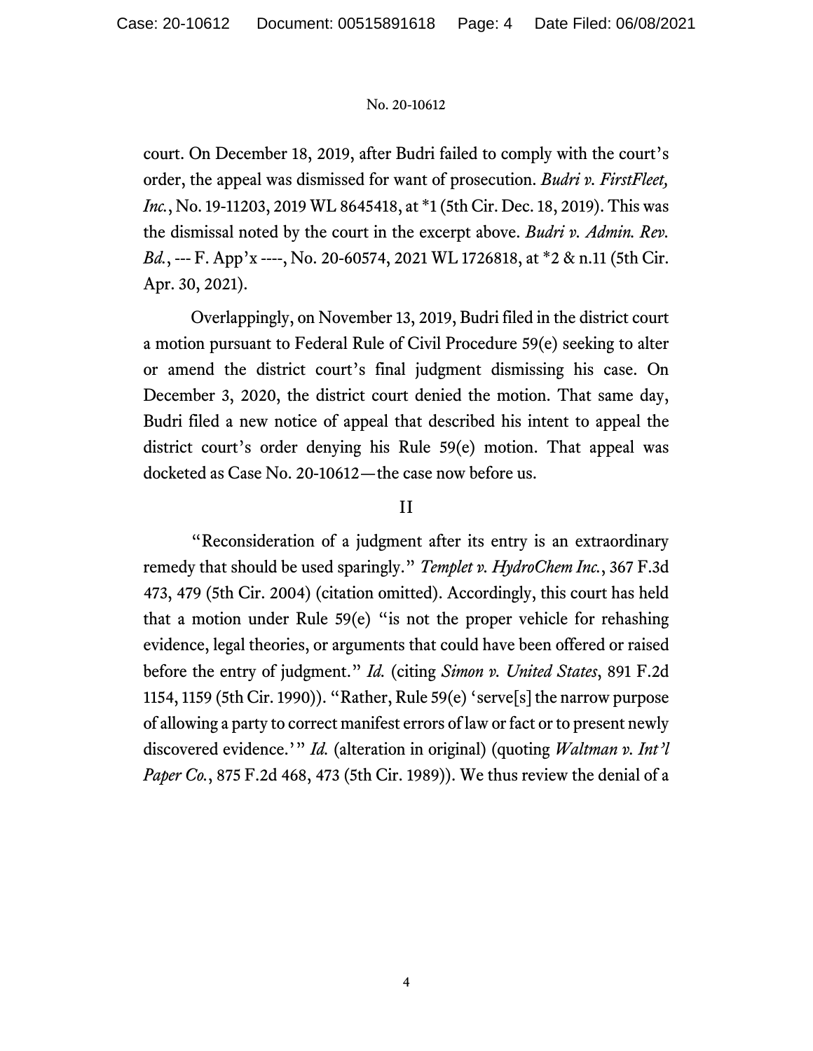court. On December 18, 2019, after Budri failed to comply with the court's order, the appeal was dismissed for want of prosecution. *Budri v. FirstFleet, Inc.*, No. 19-11203, 2019 WL 8645418, at *1 (5th Cir. Dec. 18, 2019). This was the dismissal noted by the court in the excerpt above. *Budri v. Admin. Rev. Bd.*, --- F. App'x ----, No. 20-60574, 2021 WL 1726818, at *2 & n.11 (5th Cir. Apr. 30, 2021).

Overlappingly, on November 13, 2019, Budri filed in the district court a motion pursuant to Federal Rule of Civil Procedure 59(e) seeking to alter or amend the district court's final judgment dismissing his case. On December 3, 2020, the district court denied the motion. That same day, Budri filed a new notice of appeal that described his intent to appeal the district court's order denying his Rule 59(e) motion. That appeal was docketed as Case No. 20-10612—the case now before us.

## II

"Reconsideration of a judgment after its entry is an extraordinary remedy that should be used sparingly." *Templet v. HydroChem Inc.*, 367 F.3d 473, 479 (5th Cir. 2004) (citation omitted). Accordingly, this court has held that a motion under Rule 59(e) "is not the proper vehicle for rehashing evidence, legal theories, or arguments that could have been offered or raised before the entry of judgment." *Id.* (citing *Simon v. United States*, 891 F.2d 1154, 1159 (5th Cir. 1990)). "Rather, Rule 59(e) 'serve[s] the narrow purpose of allowing a party to correct manifest errors of law or fact or to present newly discovered evidence.'" *Id.* (alteration in original) (quoting *Waltman v. Int'l Paper Co.*, 875 F.2d 468, 473 (5th Cir. 1989)). We thus review the denial of a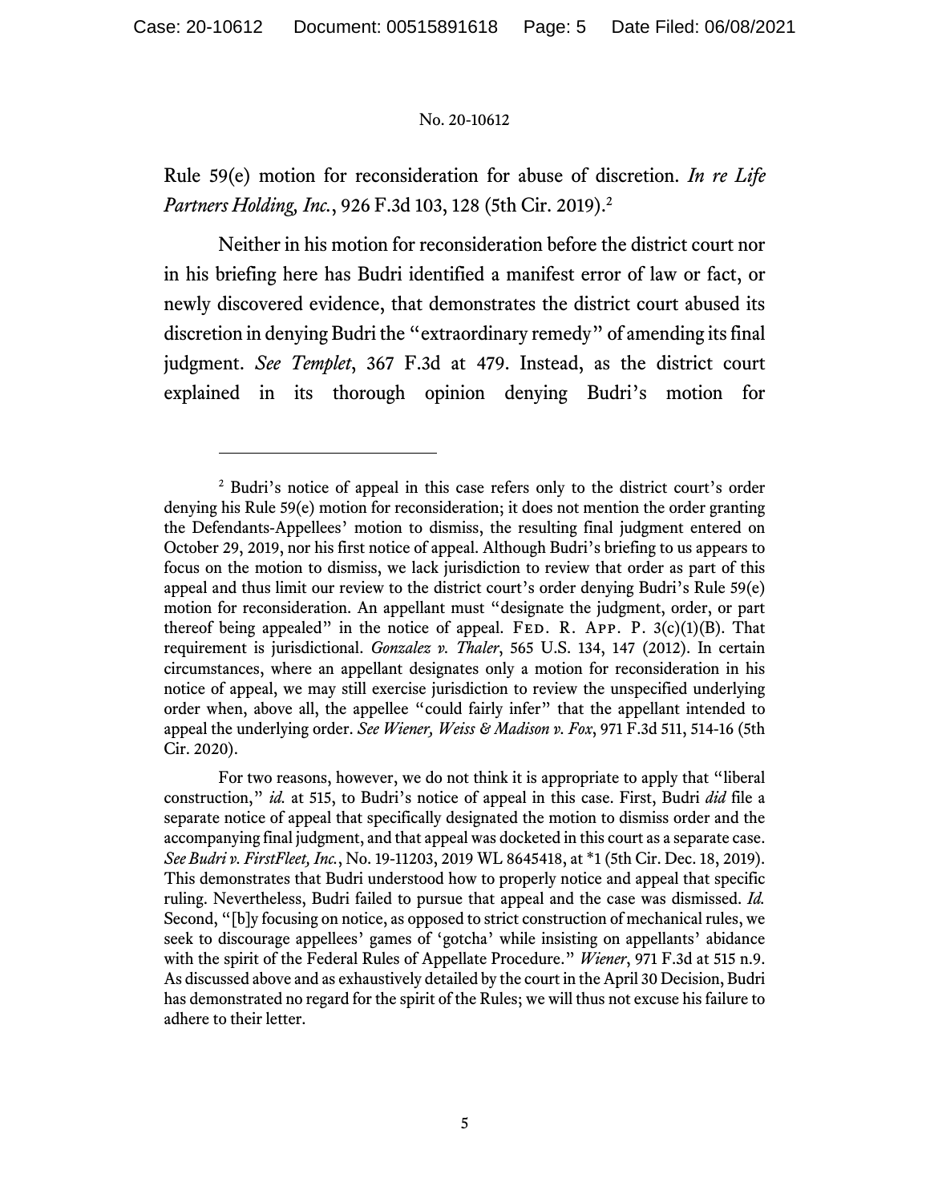Rule 59(e) motion for reconsideration for abuse of discretion. *In re Life Partners Holding, Inc.*, 926 F.3d 103, 128 (5th Cir. 2019).[2]

Neither in his motion for reconsideration before the district court nor in his briefing here has Budri identified a manifest error of law or fact, or newly discovered evidence, that demonstrates the district court abused its discretion in denying Budri the "extraordinary remedy" of amending its final judgment. *See Templet*, 367 F.3d at 479. Instead, as the district court explained in its thorough opinion denying Budri's motion for

---

[2] Budri's notice of appeal in this case refers only to the district court's order denying his Rule 59(e) motion for reconsideration; it does not mention the order granting the Defendants-Appellees' motion to dismiss, the resulting final judgment entered on October 29, 2019, nor his first notice of appeal. Although Budri's briefing to us appears to focus on the motion to dismiss, we lack jurisdiction to review that order as part of this appeal and thus limit our review to the district court's order denying Budri's Rule 59(e) motion for reconsideration. An appellant must "designate the judgment, order, or part thereof being appealed" in the notice of appeal. FED. R. APP. P. 3(c)(1)(B). That requirement is jurisdictional. *Gonzalez v. Thaler*, 565 U.S. 134, 147 (2012). In certain circumstances, where an appellant designates only a motion for reconsideration in his notice of appeal, we may still exercise jurisdiction to review the unspecified underlying order when, above all, the appellee "could fairly infer" that the appellant intended to appeal the underlying order. *See Wiener, Weiss & Madison v. Fox*, 971 F.3d 511, 514-16 (5th Cir. 2020).

For two reasons, however, we do not think it is appropriate to apply that "liberal construction," *id.* at 515, to Budri's notice of appeal in this case. First, Budri *did* file a separate notice of appeal that specifically designated the motion to dismiss order and the accompanying final judgment, and that appeal was docketed in this court as a separate case. *See Budri v. FirstFleet, Inc.*, No. 19-11203, 2019 WL 8645418, at *1 (5th Cir. Dec. 18, 2019). This demonstrates that Budri understood how to properly notice and appeal that specific ruling. Nevertheless, Budri failed to pursue that appeal and the case was dismissed. *Id.* Second, "[b]y focusing on notice, as opposed to strict construction of mechanical rules, we seek to discourage appellees' games of 'gotcha' while insisting on appellants' abidance with the spirit of the Federal Rules of Appellate Procedure." *Wiener*, 971 F.3d at 515 n.9. As discussed above and as exhaustively detailed by the court in the April 30 Decision, Budri has demonstrated no regard for the spirit of the Rules; we will thus not excuse his failure to adhere to their letter.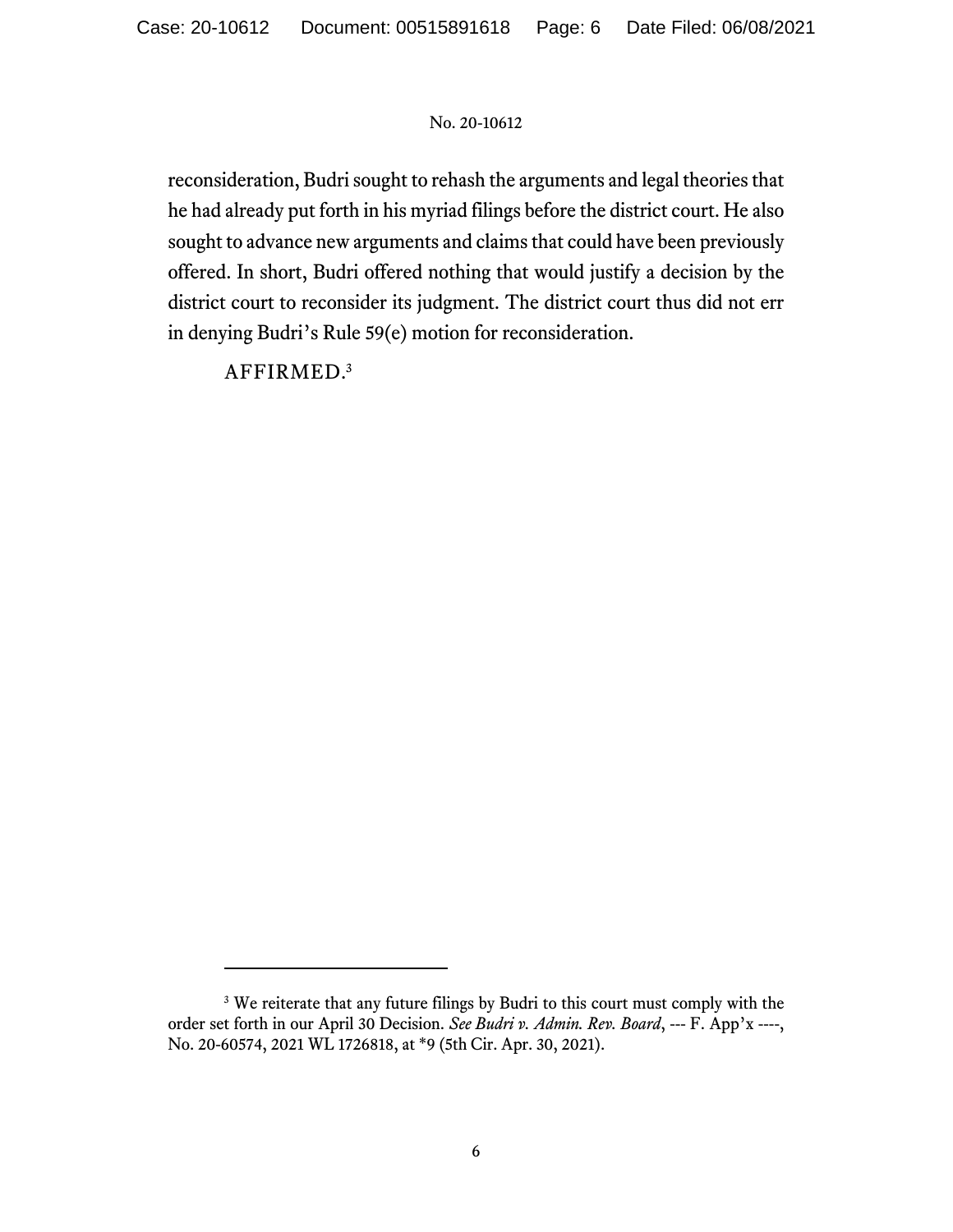reconsideration, Budri sought to rehash the arguments and legal theories that he had already put forth in his myriad filings before the district court. He also sought to advance new arguments and claims that could have been previously offered. In short, Budri offered nothing that would justify a decision by the district court to reconsider its judgment. The district court thus did not err in denying Budri's Rule 59(e) motion for reconsideration.

AFFIRMED.[3]

---

[3] We reiterate that any future filings by Budri to this court must comply with the order set forth in our April 30 Decision. *See Budri v. Admin. Rev. Board*, --- F. App'x ----, No. 20-60574, 2021 WL 1726818, at *9 (5th Cir. Apr. 30, 2021).